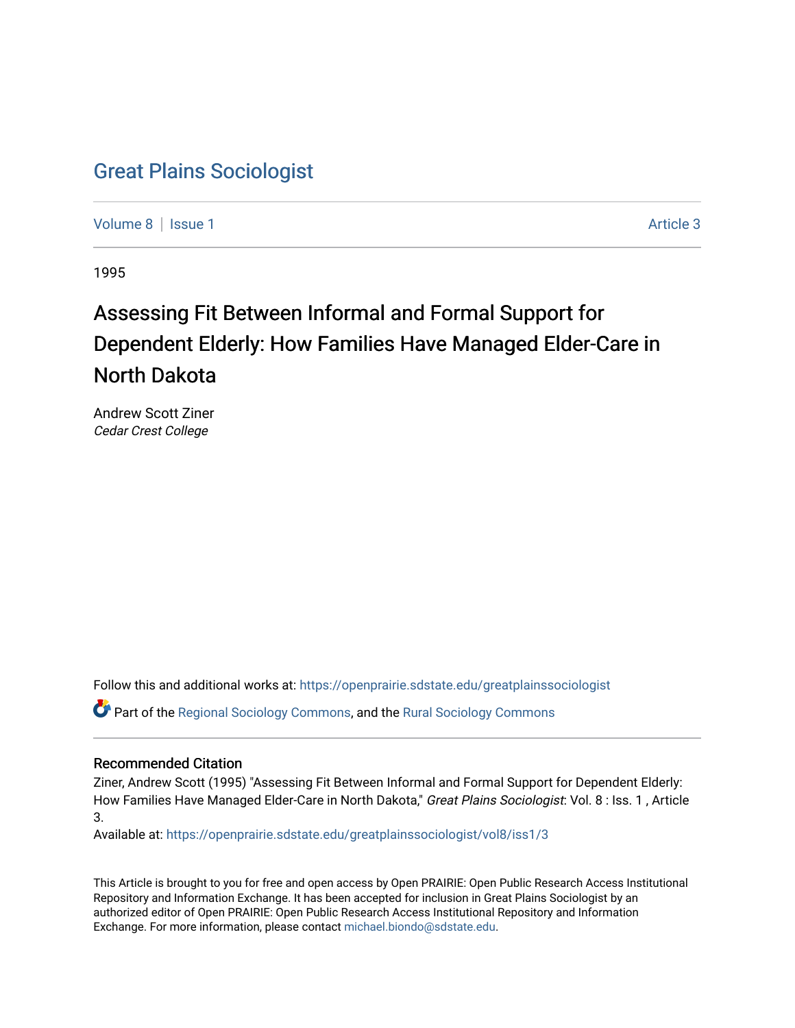# Great Plains Sociologist

Volume 8 | Issue 1 Article 3

1995

## Assessing Fit Between Informal and Formal Support for Dependent Elderly: How Families Have Managed Elder-Care in North Dakota

Andrew Scott Ziner
*Cedar Crest College*

Follow this and additional works at: https://openprairie.sdstate.edu/greatplainssociologist

Part of the Regional Sociology Commons, and the Rural Sociology Commons

### Recommended Citation

Ziner, Andrew Scott (1995) "Assessing Fit Between Informal and Formal Support for Dependent Elderly: How Families Have Managed Elder-Care in North Dakota," *Great Plains Sociologist*: Vol. 8 : Iss. 1 , Article 3.
Available at: https://openprairie.sdstate.edu/greatplainssociologist/vol8/iss1/3

This Article is brought to you for free and open access by Open PRAIRIE: Open Public Research Access Institutional Repository and Information Exchange. It has been accepted for inclusion in Great Plains Sociologist by an authorized editor of Open PRAIRIE: Open Public Research Access Institutional Repository and Information Exchange. For more information, please contact michael.biondo@sdstate.edu.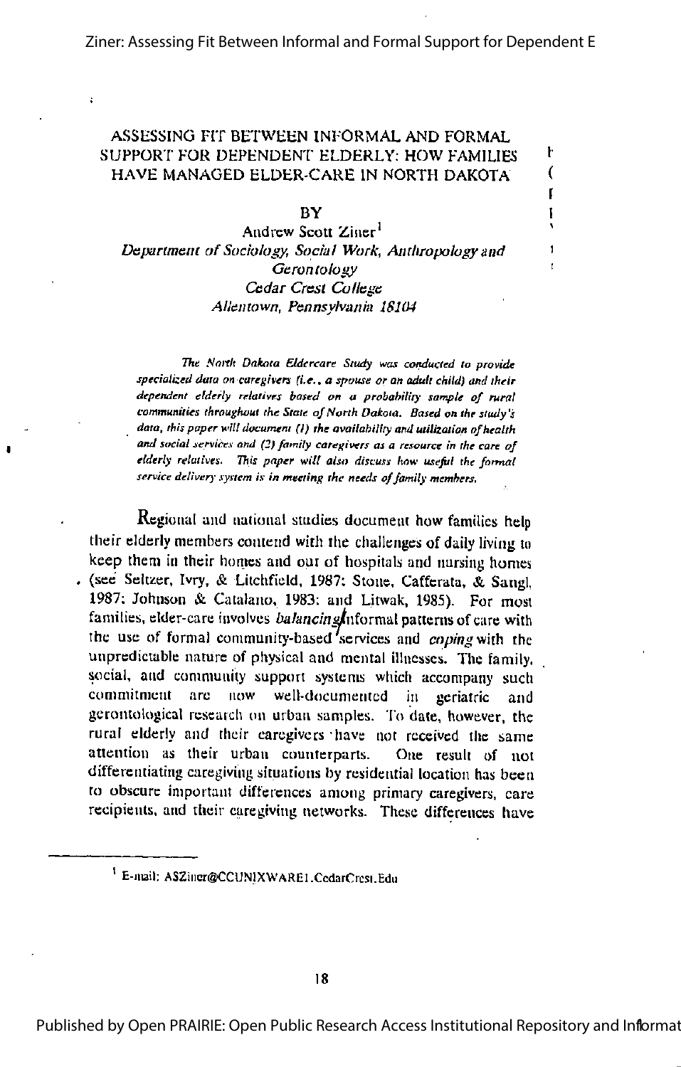# ASSESSING FIT BETWEEN INFORMAL AND FORMAL SUPPORT FOR DEPENDENT ELDERLY: HOW FAMILIES HAVE MANAGED ELDER-CARE IN NORTH DAKOTA

BY

Andrew Scott Ziner[1]

*Department of Sociology, Social Work, Anthropology and Gerontology*
*Cedar Crest College*
*Allentown, Pennsylvania 18104*

*The North Dakota Eldercare Study was conducted to provide specialized data on caregivers (i.e., a spouse or an adult child) and their dependent elderly relatives based on a probability sample of rural communities throughout the State of North Dakota. Based on the study's data, this paper will document (1) the availability and utilization of health and social services and (2) family caregivers as a resource in the care of elderly relatives. This paper will also discuss how useful the formal service delivery system is in meeting the needs of family members.*

Regional and national studies document how families help their elderly members contend with the challenges of daily living to keep them in their homes and out of hospitals and nursing homes (see Seltzer, Ivry, & Litchfield, 1987; Stone, Cafferata, & Sangl, 1987; Johnson & Catalano, 1983; and Litwak, 1985). For most families, elder-care involves *balancing* informal patterns of care with the use of formal community-based services and *coping* with the unpredictable nature of physical and mental illnesses. The family, social, and community support systems which accompany such commitment are now well-documented in geriatric and gerontological research on urban samples. To date, however, the rural elderly and their caregivers have not received the same attention as their urban counterparts. One result of not differentiating caregiving situations by residential location has been to obscure important differences among primary caregivers, care recipients, and their caregiving networks. These differences have

---

[1] E-mail: ASZiner@CCUNIXWARE1.CedarCrest.Edu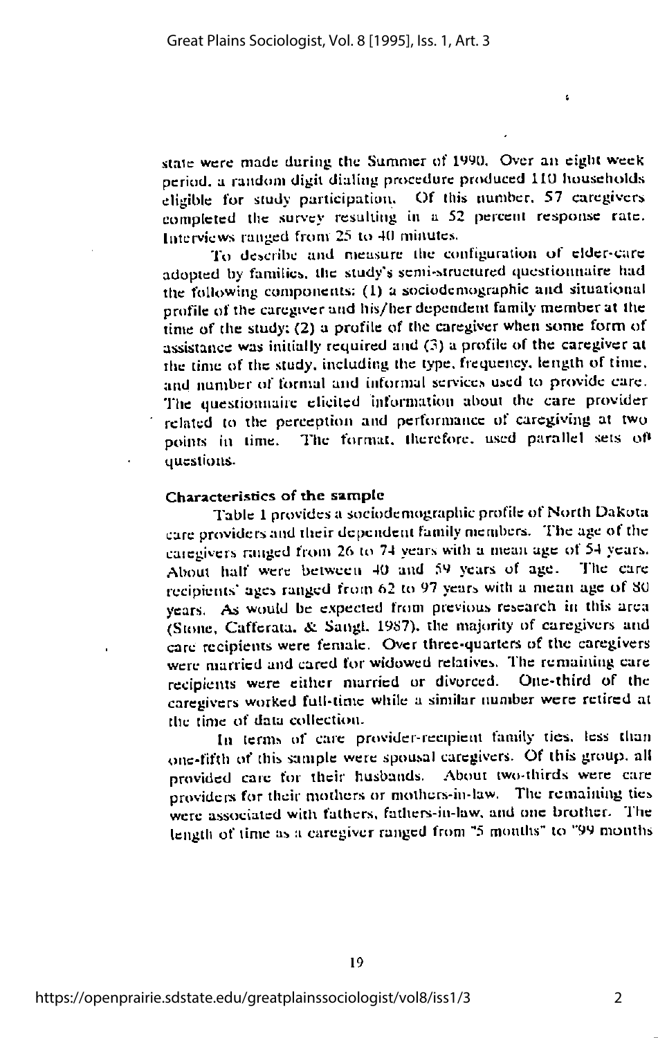state were made during the Summer of 1990. Over an eight week period, a random digit dialing procedure produced 110 households eligible for study participation. Of this number, 57 caregivers completed the survey resulting in a 52 percent response rate. Interviews ranged from 25 to 40 minutes.

To describe and measure the configuration of elder-care adopted by families, the study's semi-structured questionnaire had the following components: (1) a sociodemographic and situational profile of the caregiver and his/her dependent family member at the time of the study; (2) a profile of the caregiver when some form of assistance was initially required and (3) a profile of the caregiver at the time of the study, including the type, frequency, length of time, and number of formal and informal services used to provide care. The questionnaire elicited information about the care provider related to the perception and performance of caregiving at two points in time. The format, therefore, used parallel sets of questions.

### Characteristics of the sample

Table 1 provides a sociodemographic profile of North Dakota care providers and their dependent family members. The age of the caregivers ranged from 26 to 74 years with a mean age of 54 years. About half were between 40 and 59 years of age. The care recipients' ages ranged from 62 to 97 years with a mean age of 80 years. As would be expected from previous research in this area (Stone, Cafferata, & Sangl, 1987), the majority of caregivers and care recipients were female. Over three-quarters of the caregivers were married and cared for widowed relatives. The remaining care recipients were either married or divorced. One-third of the caregivers worked full-time while a similar number were retired at the time of data collection.

In terms of care provider-recipient family ties, less than one-fifth of this sample were spousal caregivers. Of this group, all provided care for their husbands. About two-thirds were care providers for their mothers or mothers-in-law. The remaining ties were associated with fathers, fathers-in-law, and one brother. The length of time as a caregiver ranged from "5 months" to "99 months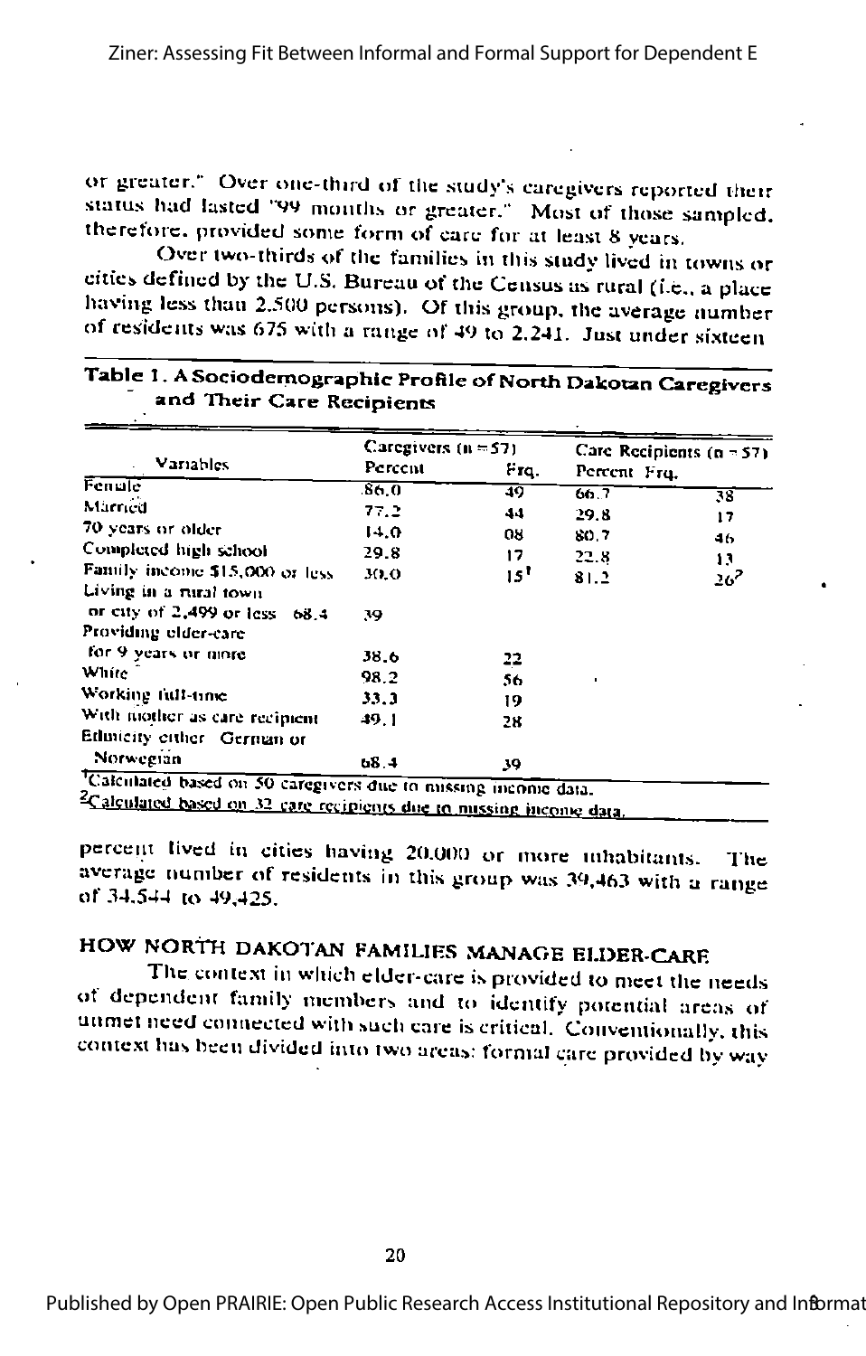or greater." Over one-third of the study's caregivers reported their status had lasted "99 months or greater." Most of those sampled, therefore, provided some form of care for at least 8 years.

Over two-thirds of the families in this study lived in towns or cities defined by the U.S. Bureau of the Census as rural (i.e., a place having less than 2,500 persons). Of this group, the average number of residents was 675 with a range of 49 to 2,241. Just under sixteen

**Table 1. A Sociodemographic Profile of North Dakotan Caregivers and Their Care Recipients**

| Variables | Caregivers (n = 57) Percent | Frq. | Care Recipients (n = 57) Percent | Frq. |
|---|---|---|---|---|
| Female | 86.0 | 49 | 66.7 | 38 |
| Married | 77.2 | 44 | 29.8 | 17 |
| 70 years or older | 14.0 | 08 | 80.7 | 46 |
| Completed high school | 29.8 | 17 | 22.8 | 13 |
| Family income $15,000 or less | 30.0 | 15[1] | 81.2 | 26[2] |
| Living in a rural town or city of 2,499 or less | 68.4 | 39 | | |
| Providing elder-care for 9 years or more | 38.6 | 22 | | |
| White | 98.2 | 56 | | |
| Working full-time | 33.3 | 19 | | |
| With mother as care recipient | 49.1 | 28 | | |
| Ethnicity either German or Norwegian | 68.4 | 39 | | |

[1]Calculated based on 50 caregivers due to missing income data.
[2]Calculated based on 32 care recipients due to missing income data.

percent lived in cities having 20,000 or more inhabitants. The average number of residents in this group was 39,463 with a range of 34,544 to 49,425.

## HOW NORTH DAKOTAN FAMILIES MANAGE ELDER-CARE

The context in which elder-care is provided to meet the needs of dependent family members and to identify potential areas of unmet need connected with such care is critical. Conventionally, this context has been divided into two areas: formal care provided by way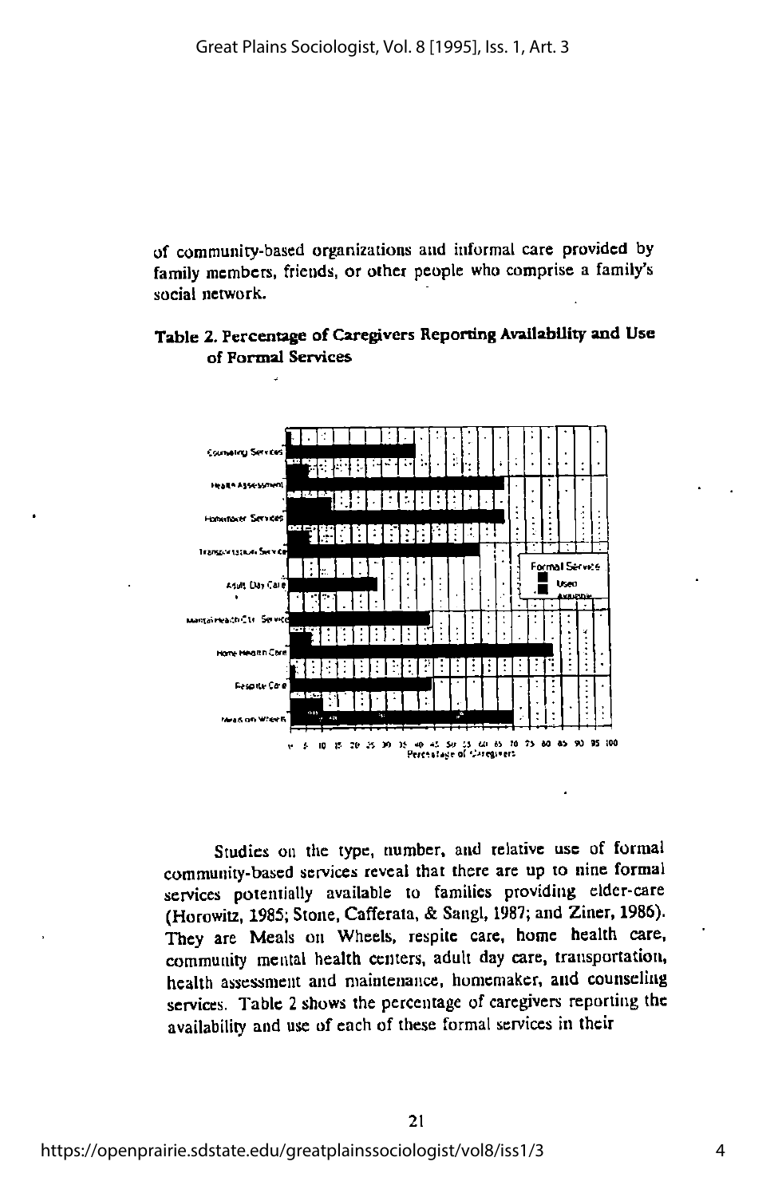of community-based organizations and informal care provided by family members, friends, or other people who comprise a family's social network.

**Table 2. Percentage of Caregivers Reporting Availability and Use of Formal Services**

Studies on the type, number, and relative use of formal community-based services reveal that there are up to nine formal services potentially available to families providing elder-care (Horowitz, 1985; Stone, Cafferata, & Sangl, 1987; and Ziner, 1986). They are Meals on Wheels, respite care, home health care, community mental health centers, adult day care, transportation, health assessment and maintenance, homemaker, and counseling services. Table 2 shows the percentage of caregivers reporting the availability and use of each of these formal services in their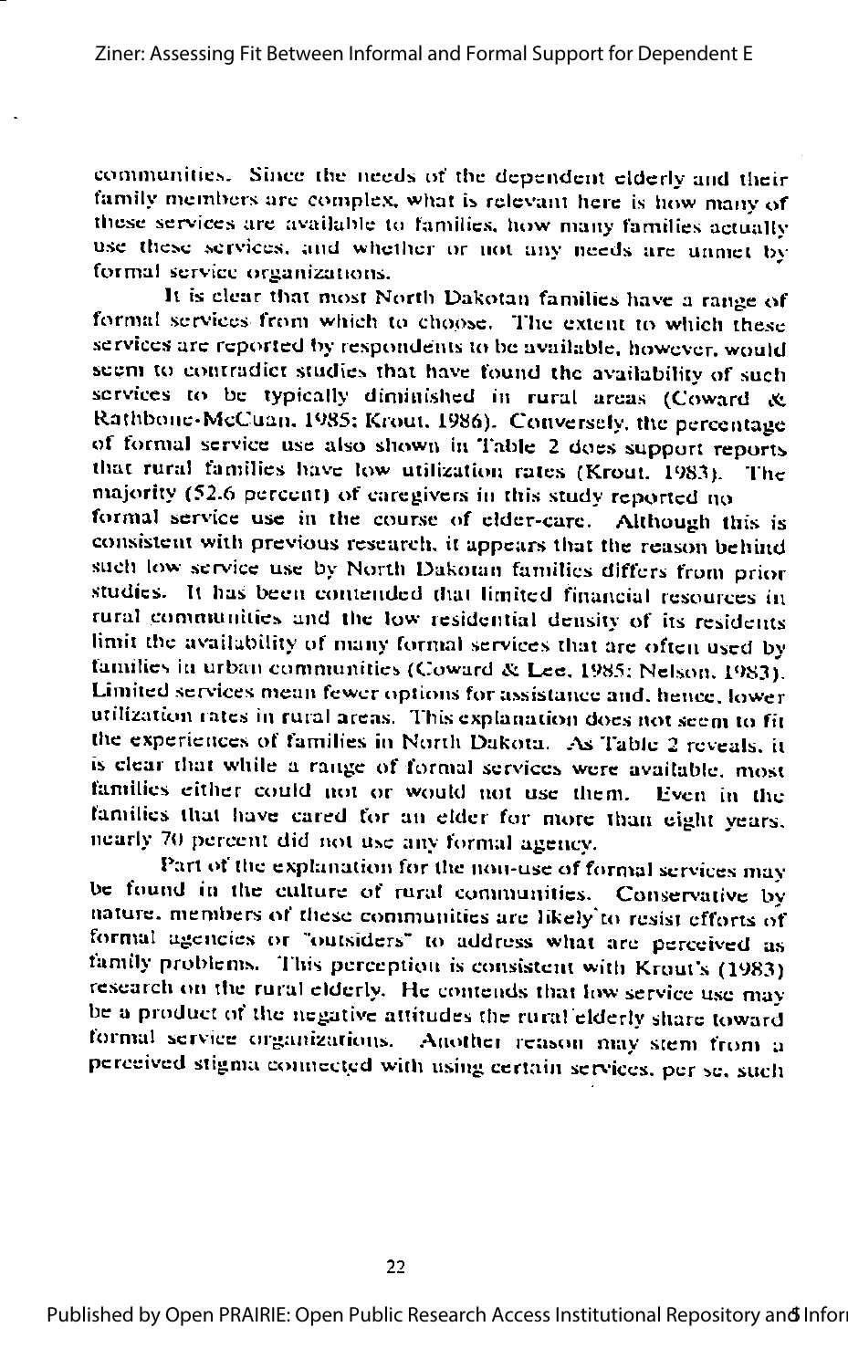communities. Since the needs of the dependent elderly and their family members are complex, what is relevant here is how many of these services are available to families, how many families actually use these services, and whether or not any needs are unmet by formal service organizations.

It is clear that most North Dakotan families have a range of formal services from which to choose. The extent to which these services are reported by respondents to be available, however, would seem to contradict studies that have found the availability of such services to be typically diminished in rural areas (Coward & Rathbone-McCuan, 1985; Krout, 1986). Conversely, the percentage of formal service use also shown in Table 2 does support reports that rural families have low utilization rates (Krout, 1983). The majority (52.6 percent) of caregivers in this study reported no formal service use in the course of elder-care. Although this is consistent with previous research, it appears that the reason behind such low service use by North Dakotan families differs from prior studies. It has been contended that limited financial resources in rural communities and the low residential density of its residents limit the availability of many formal services that are often used by families in urban communities (Coward & Lee, 1985; Nelson, 1983). Limited services mean fewer options for assistance and, hence, lower utilization rates in rural areas. This explanation does not seem to fit the experiences of families in North Dakota. As Table 2 reveals, it is clear that while a range of formal services were available, most families either could not or would not use them. Even in the families that have cared for an elder for more than eight years, nearly 70 percent did not use any formal agency.

Part of the explanation for the non-use of formal services may be found in the culture of rural communities. Conservative by nature, members of these communities are likely to resist efforts of formal agencies or "outsiders" to address what are perceived as family problems. This perception is consistent with Krout's (1983) research on the rural elderly. He contends that low service use may be a product of the negative attitudes the rural elderly share toward formal service organizations. Another reason may stem from a perceived stigma connected with using certain services, per se, such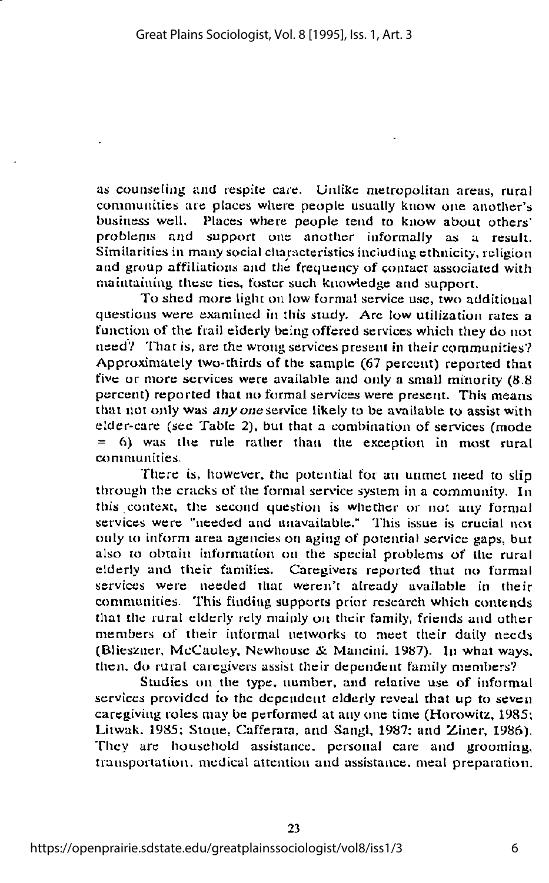as counseling and respite care. Unlike metropolitan areas, rural communities are places where people usually know one another's business well. Places where people tend to know about others' problems and support one another informally as a result. Similarities in many social characteristics including ethnicity, religion and group affiliations and the frequency of contact associated with maintaining these ties, foster such knowledge and support.

To shed more light on low formal service use, two additional questions were examined in this study. Are low utilization rates a function of the frail elderly being offered services which they do not need? That is, are the wrong services present in their communities? Approximately two-thirds of the sample (67 percent) reported that five or more services were available and only a small minority (8.8 percent) reported that no formal services were present. This means that not only was *any one* service likely to be available to assist with elder-care (see Table 2), but that a combination of services (mode = 6) was the rule rather than the exception in most rural communities.

There is, however, the potential for an unmet need to slip through the cracks of the formal service system in a community. In this context, the second question is whether or not any formal services were "needed and unavailable." This issue is crucial not only to inform area agencies on aging of potential service gaps, but also to obtain information on the special problems of the rural elderly and their families. Caregivers reported that no formal services were needed that weren't already available in their communities. This finding supports prior research which contends that the rural elderly rely mainly on their family, friends and other members of their informal networks to meet their daily needs (Blieszner, McCauley, Newhouse & Mancini, 1987). In what ways, then, do rural caregivers assist their dependent family members?

Studies on the type, number, and relative use of informal services provided to the dependent elderly reveal that up to seven caregiving roles may be performed at any one time (Horowitz, 1985; Litwak, 1985; Stone, Cafferata, and Sangl, 1987; and Ziner, 1986). They are household assistance, personal care and grooming, transportation, medical attention and assistance, meal preparation,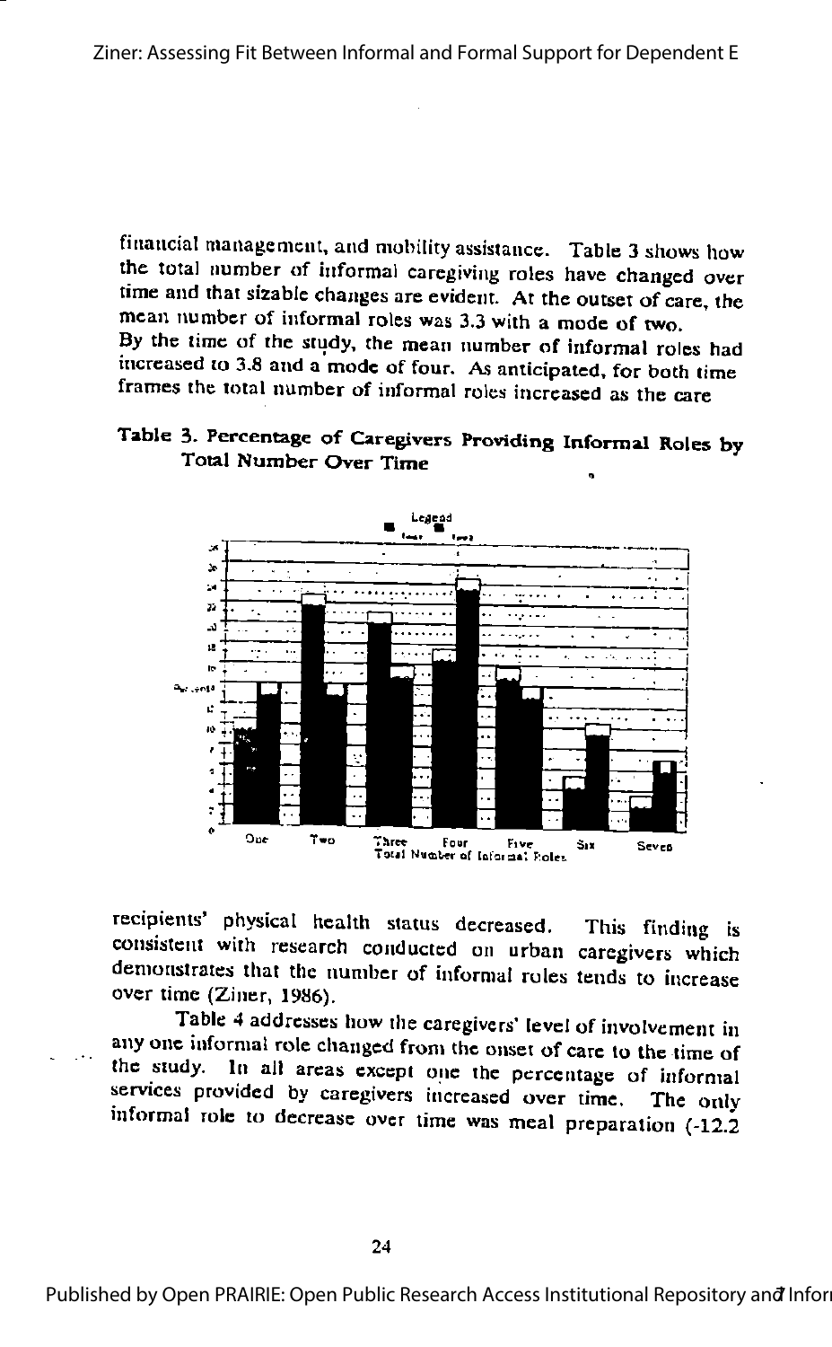financial management, and mobility assistance. Table 3 shows how the total number of informal caregiving roles have changed over time and that sizable changes are evident. At the outset of care, the mean number of informal roles was 3.3 with a mode of two. By the time of the study, the mean number of informal roles had increased to 3.8 and a mode of four. As anticipated, for both time frames the total number of informal roles increased as the care

**Table 3. Percentage of Caregivers Providing Informal Roles by Total Number Over Time**

recipients' physical health status decreased. This finding is consistent with research conducted on urban caregivers which demonstrates that the number of informal roles tends to increase over time (Ziner, 1986).

Table 4 addresses how the caregivers' level of involvement in any one informal role changed from the onset of care to the time of the study. In all areas except one the percentage of informal services provided by caregivers increased over time. The only informal role to decrease over time was meal preparation (-12.2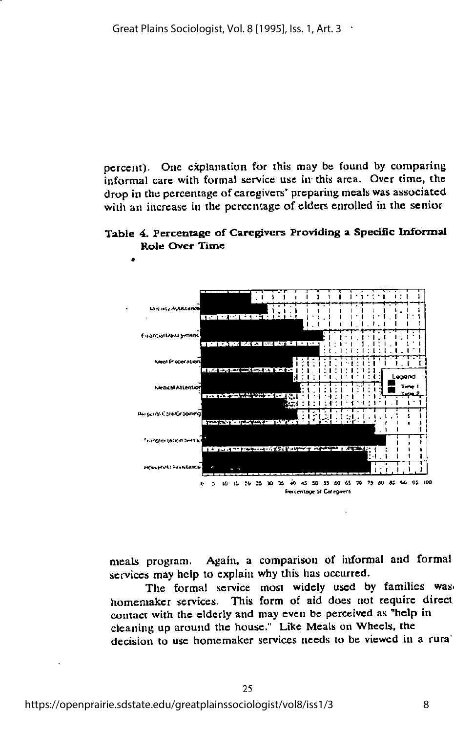percent). One explanation for this may be found by comparing informal care with formal service use in this area. Over time, the drop in the percentage of caregivers' preparing meals was associated with an increase in the percentage of elders enrolled in the senior

**Table 4. Percentage of Caregivers Providing a Specific Informal Role Over Time**

meals program. Again, a comparison of informal and formal services may help to explain why this has occurred.

The formal service most widely used by families was homemaker services. This form of aid does not require direct contact with the elderly and may even be perceived as "help in cleaning up around the house." Like Meals on Wheels, the decision to use homemaker services needs to be viewed in a rural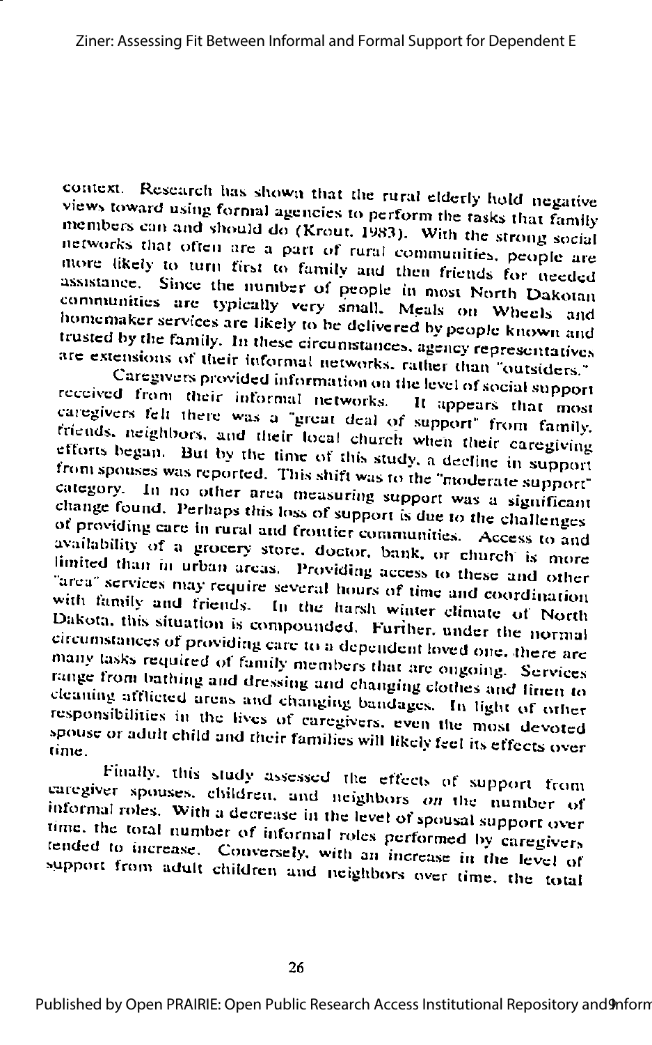context. Research has shown that the rural elderly hold negative views toward using formal agencies to perform the tasks that family members can and should do (Krout, 1983). With the strong social networks that often are a part of rural communities, people are more likely to turn first to family and then friends for needed assistance. Since the number of people in most North Dakotan communities are typically very small, Meals on Wheels and homemaker services are likely to be delivered by people known and trusted by the family. In these circumstances, agency representatives are extensions of their informal networks, rather than "outsiders."

Caregivers provided information on the level of social support received from their informal networks. It appears that most caregivers felt there was a "great deal of support" from family, friends, neighbors, and their local church when their caregiving efforts began. But by the time of this study, a decline in support from spouses was reported. This shift was to the "moderate support" category. In no other area measuring support was a significant change found. Perhaps this loss of support is due to the challenges of providing care in rural and frontier communities. Access to and availability of a grocery store, doctor, bank, or church is more limited than in urban areas. Providing access to these and other "area" services may require several hours of time and coordination with family and friends. In the harsh winter climate of North Dakota, this situation is compounded. Further, under the normal circumstances of providing care to a dependent loved one, there are many tasks required of family members that are ongoing. Services range from bathing and dressing and changing clothes and linen to cleaning afflicted areas and changing bandages. In light of other responsibilities in the lives of caregivers, even the most devoted spouse or adult child and their families will likely feel its effects over time.

Finally, this study assessed the effects of support from caregiver spouses, children, and neighbors *on* the number of informal roles. With a decrease in the level of spousal support over time, the total number of informal roles performed by caregivers tended to increase. Conversely, with an increase in the level of support from adult children and neighbors over time, the total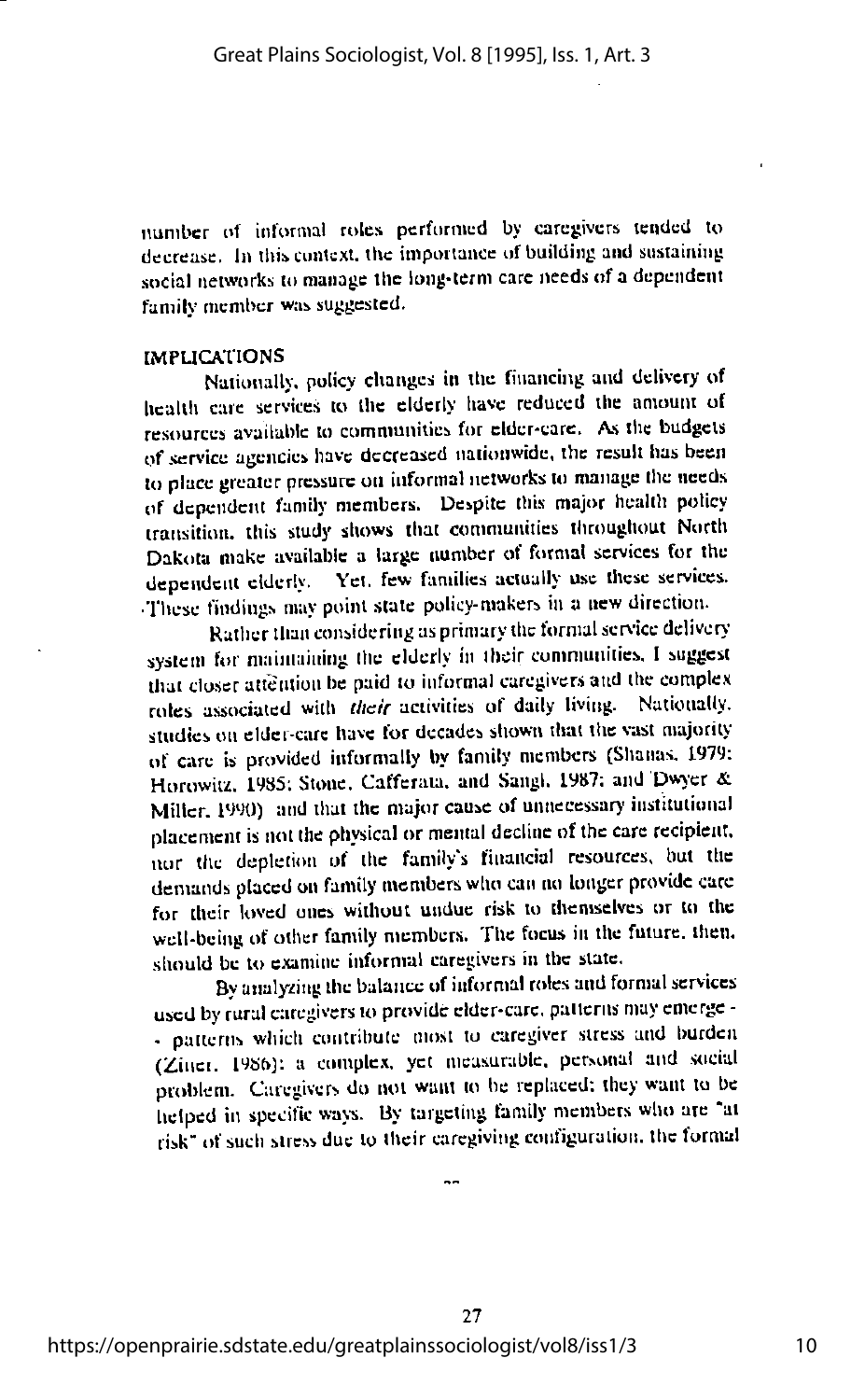number of informal roles performed by caregivers tended to decrease. In this context, the importance of building and sustaining social networks to manage the long-term care needs of a dependent family member was suggested.

## IMPLICATIONS

Nationally, policy changes in the financing and delivery of health care services to the elderly have reduced the amount of resources available to communities for elder-care. As the budgets of service agencies have decreased nationwide, the result has been to place greater pressure on informal networks to manage the needs of dependent family members. Despite this major health policy transition, this study shows that communities throughout North Dakota make available a large number of formal services for the dependent elderly. Yet, few families actually use these services. These findings may point state policy-makers in a new direction.

Rather than considering as primary the formal service delivery system for maintaining the elderly in their communities, I suggest that closer attention be paid to informal caregivers and the complex roles associated with *their* activities of daily living. Nationally, studies on elder-care have for decades shown that the vast majority of care is provided informally by family members (Shanas, 1979; Horowitz, 1985; Stone, Cafferata, and Sangl, 1987; and Dwyer & Miller, 1990) and that the major cause of unnecessary institutional placement is not the physical or mental decline of the care recipient, nor the depletion of the family's financial resources, but the demands placed on family members who can no longer provide care for their loved ones without undue risk to themselves or to the well-being of other family members. The focus in the future, then, should be to examine informal caregivers in the state.

By analyzing the balance of informal roles and formal services used by rural caregivers to provide elder-care, patterns may emerge -- patterns which contribute most to caregiver stress and burden (Zitter, 1986): a complex, yet measurable, personal and social problem. Caregivers do not want to be replaced; they want to be helped in specific ways. By targeting family members who are "at risk" of such stress due to their caregiving configuration, the formal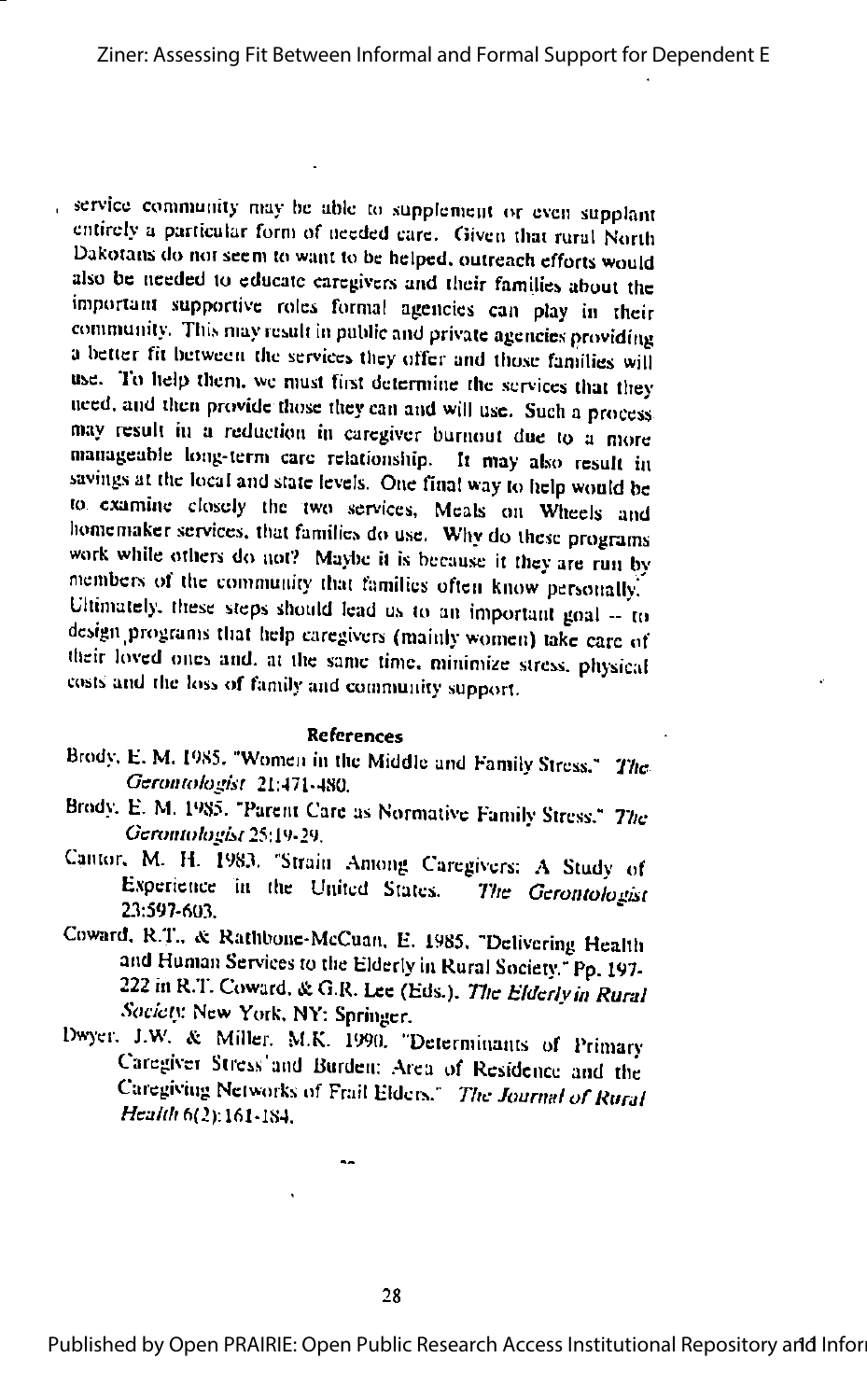service community may be able to supplement or even supplant entirely a particular form of needed care. Given that rural North Dakotans do not seem to want to be helped, outreach efforts would also be needed to educate caregivers and their families about the important supportive roles formal agencies can play in their community. This may result in public and private agencies providing a better fit between the services they offer and those families will use. To help them, we must first determine the services that they need, and then provide those they can and will use. Such a process may result in a reduction in caregiver burnout due to a more manageable long-term care relationship. It may also result in savings at the local and state levels. One final way to help would be to examine closely the two services, Meals on Wheels and homemaker services, that families do use. Why do these programs work while others do not? Maybe it is because it they are run by members of the community that families often know personally. Ultimately, these steps should lead us to an important goal -- to design programs that help caregivers (mainly women) take care of their loved ones and, at the same time, minimize stress, physical costs and the loss of family and community support.

## References

Brody, E. M. 1985. "Women in the Middle and Family Stress." *The Gerontologist* 21:471-480.

Brody, E. M. 1985. "Parent Care as Normative Family Stress." *The Gerontologist* 25:19-29.

Cantor, M. H. 1983. "Strain Among Caregivers: A Study of Experience in the United States. *The Gerontologist* 23:597-603.

Coward, R.T., & Rathbone-McCuan, E. 1985. "Delivering Health and Human Services to the Elderly in Rural Society." Pp. 197-222 in R.T. Coward, & G.R. Lee (Eds.). *The Elderly in Rural Society*: New York, NY: Springer.

Dwyer, J.W. & Miller, M.K. 1990. "Determinants of Primary Caregiver Stress and Burden: Area of Residence and the Caregiving Networks of Frail Elders." *The Journal of Rural Health* 6(2):161-184.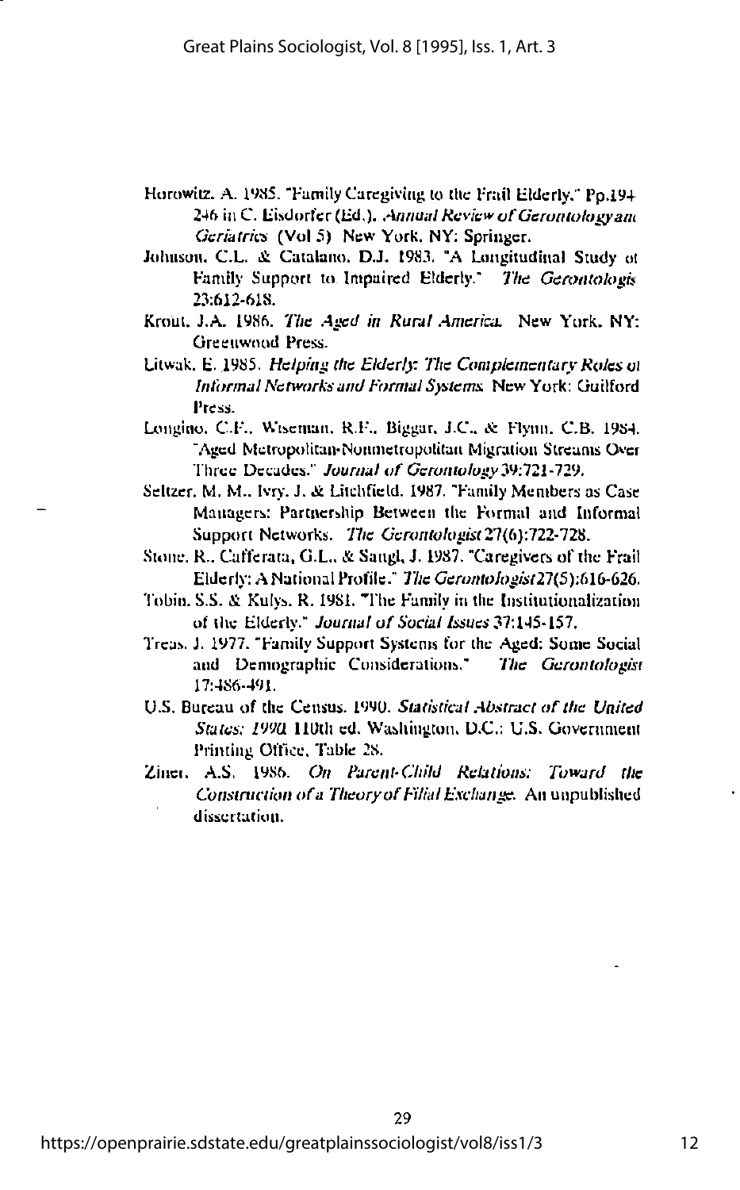Horowitz, A. 1985. "Family Caregiving to the Frail Elderly." Pp.194-246 in C. Eisdorfer (Ed.). *Annual Review of Gerontology and Geriatrics* (Vol 5) New York, NY: Springer.

Johnson, C.L. & Catalano, D.J. 1983. "A Longitudinal Study of Family Support to Impaired Elderly." *The Gerontologist* 23:612-618.

Krout, J.A. 1986. *The Aged in Rural America.* New York, NY: Greenwood Press.

Litwak, E. 1985. *Helping the Elderly: The Complementary Roles of Informal Networks and Formal Systems.* New York: Guilford Press.

Longino, C.F., Wiseman, R.F., Biggar, J.C., & Flynn, C.B. 1984. "Aged Metropolitan-Nonmetropolitan Migration Streams Over Three Decades." *Journal of Gerontology* 39:721-729.

Seltzer, M. M., Ivry, J. & Litchfield. 1987. "Family Members as Case Managers: Partnership Between the Formal and Informal Support Networks. *The Gerontologist* 27(6):722-728.

Stone, R., Cafferata, G.L., & Sangl, J. 1987. "Caregivers of the Frail Elderly: A National Profile." *The Gerontologist* 27(5):616-626.

Tobin, S.S. & Kulys, R. 1981. "The Family in the Institutionalization of the Elderly." *Journal of Social Issues* 37:145-157.

Treas, J. 1977. "Family Support Systems for the Aged: Some Social and Demographic Considerations." *The Gerontologist* 17:486-491.

U.S. Bureau of the Census. 1990. *Statistical Abstract of the United States: 1990* 110th ed. Washington, D.C.: U.S. Government Printing Office, Table 28.

Ziner, A.S. 1986. *On Parent-Child Relations: Toward the Construction of a Theory of Filial Exchange.* An unpublished dissertation.